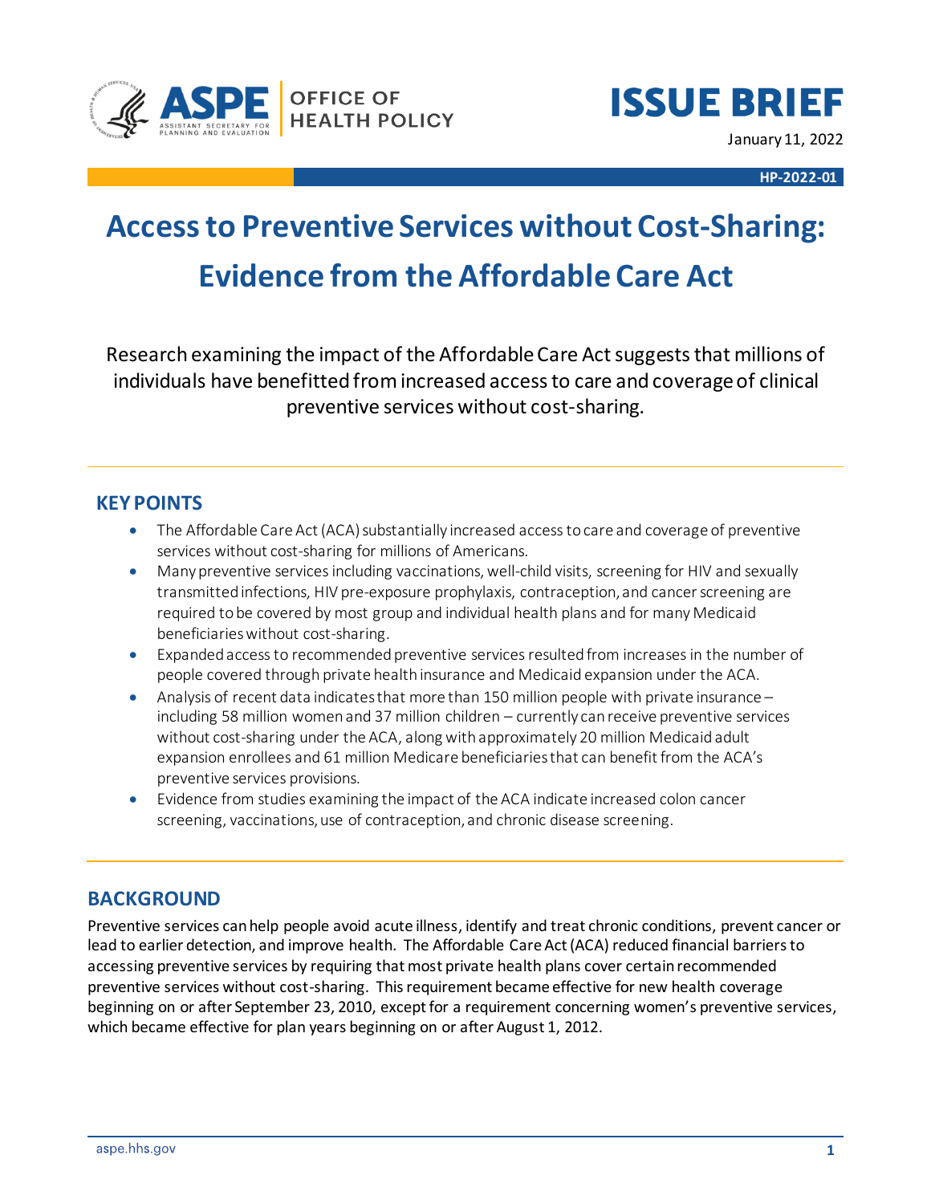ASPE | OFFICE OF HEALTH POLICY

# ISSUE BRIEF

January 11, 2022

HP-2022-01

# Access to Preventive Services without Cost-Sharing: Evidence from the Affordable Care Act

Research examining the impact of the Affordable Care Act suggests that millions of individuals have benefitted from increased access to care and coverage of clinical preventive services without cost-sharing.

## KEY POINTS

- The Affordable Care Act (ACA) substantially increased access to care and coverage of preventive services without cost-sharing for millions of Americans.
- Many preventive services including vaccinations, well-child visits, screening for HIV and sexually transmitted infections, HIV pre-exposure prophylaxis, contraception, and cancer screening are required to be covered by most group and individual health plans and for many Medicaid beneficiaries without cost-sharing.
- Expanded access to recommended preventive services resulted from increases in the number of people covered through private health insurance and Medicaid expansion under the ACA.
- Analysis of recent data indicates that more than 150 million people with private insurance – including 58 million women and 37 million children – currently can receive preventive services without cost-sharing under the ACA, along with approximately 20 million Medicaid adult expansion enrollees and 61 million Medicare beneficiaries that can benefit from the ACA's preventive services provisions.
- Evidence from studies examining the impact of the ACA indicate increased colon cancer screening, vaccinations, use of contraception, and chronic disease screening.

## BACKGROUND

Preventive services can help people avoid acute illness, identify and treat chronic conditions, prevent cancer or lead to earlier detection, and improve health. The Affordable Care Act (ACA) reduced financial barriers to accessing preventive services by requiring that most private health plans cover certain recommended preventive services without cost-sharing. This requirement became effective for new health coverage beginning on or after September 23, 2010, except for a requirement concerning women's preventive services, which became effective for plan years beginning on or after August 1, 2012.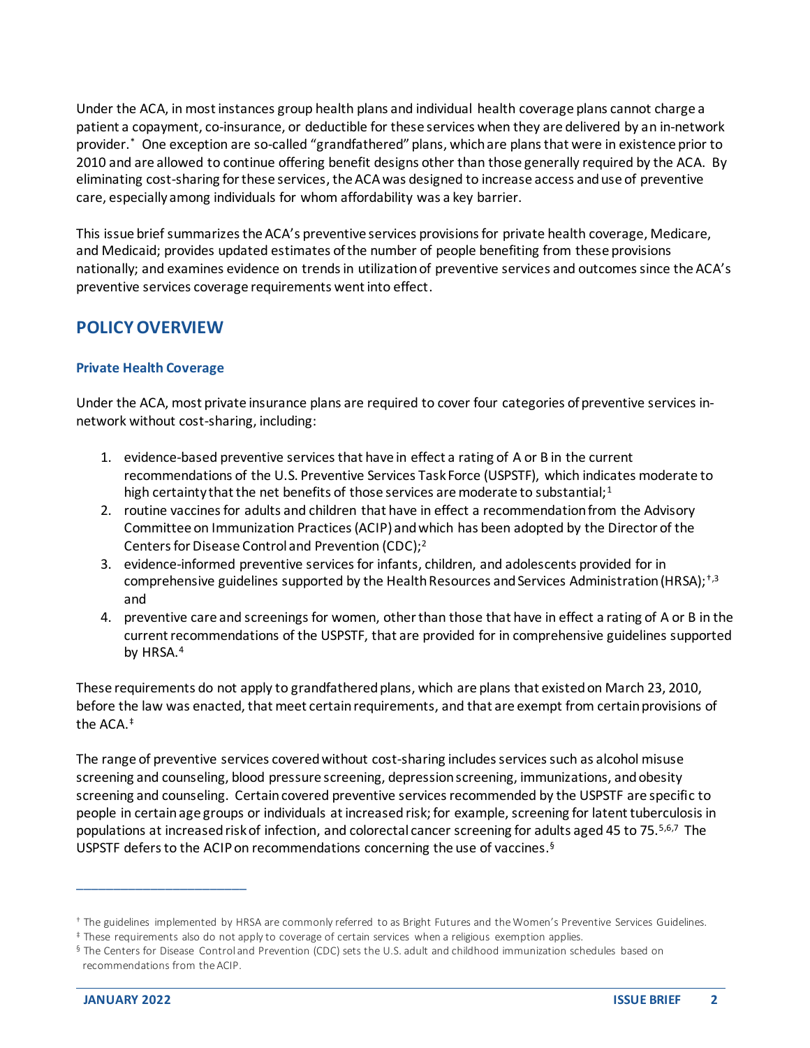Under the ACA, in most instances group health plans and individual health coverage plans cannot charge a patient a copayment, co-insurance, or deductible for these services when they are delivered by an in-network provider.[*] One exception are so-called "grandfathered" plans, which are plans that were in existence prior to 2010 and are allowed to continue offering benefit designs other than those generally required by the ACA. By eliminating cost-sharing for these services, the ACA was designed to increase access and use of preventive care, especially among individuals for whom affordability was a key barrier.

This issue brief summarizes the ACA's preventive services provisions for private health coverage, Medicare, and Medicaid; provides updated estimates of the number of people benefiting from these provisions nationally; and examines evidence on trends in utilization of preventive services and outcomes since the ACA's preventive services coverage requirements went into effect.

## POLICY OVERVIEW

### Private Health Coverage

Under the ACA, most private insurance plans are required to cover four categories of preventive services in-network without cost-sharing, including:

1. evidence-based preventive services that have in effect a rating of A or B in the current recommendations of the U.S. Preventive Services Task Force (USPSTF), which indicates moderate to high certainty that the net benefits of those services are moderate to substantial;[1]
2. routine vaccines for adults and children that have in effect a recommendation from the Advisory Committee on Immunization Practices (ACIP) and which has been adopted by the Director of the Centers for Disease Control and Prevention (CDC);[2]
3. evidence-informed preventive services for infants, children, and adolescents provided for in comprehensive guidelines supported by the Health Resources and Services Administration (HRSA);[†,3] and
4. preventive care and screenings for women, other than those that have in effect a rating of A or B in the current recommendations of the USPSTF, that are provided for in comprehensive guidelines supported by HRSA.[4]

These requirements do not apply to grandfathered plans, which are plans that existed on March 23, 2010, before the law was enacted, that meet certain requirements, and that are exempt from certain provisions of the ACA.[‡]

The range of preventive services covered without cost-sharing includes services such as alcohol misuse screening and counseling, blood pressure screening, depression screening, immunizations, and obesity screening and counseling. Certain covered preventive services recommended by the USPSTF are specific to people in certain age groups or individuals at increased risk; for example, screening for latent tuberculosis in populations at increased risk of infection, and colorectal cancer screening for adults aged 45 to 75.[5,6,7] The USPSTF defers to the ACIP on recommendations concerning the use of vaccines.[§]

---

[†] The guidelines implemented by HRSA are commonly referred to as Bright Futures and the Women's Preventive Services Guidelines.

[‡] These requirements also do not apply to coverage of certain services when a religious exemption applies.

[§] The Centers for Disease Control and Prevention (CDC) sets the U.S. adult and childhood immunization schedules based on recommendations from the ACIP.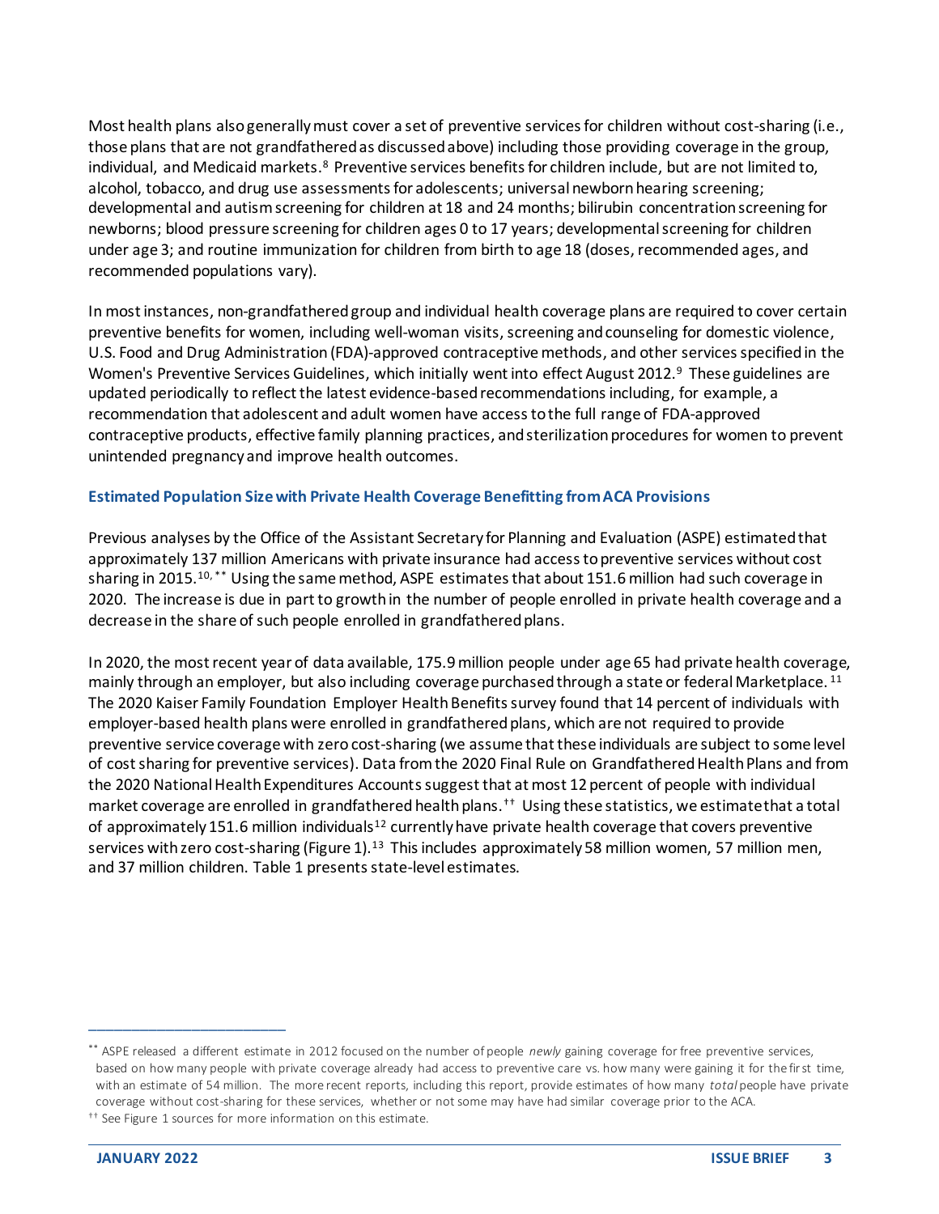Most health plans also generally must cover a set of preventive services for children without cost-sharing (i.e., those plans that are not grandfathered as discussed above) including those providing coverage in the group, individual, and Medicaid markets.[8] Preventive services benefits for children include, but are not limited to, alcohol, tobacco, and drug use assessments for adolescents; universal newborn hearing screening; developmental and autism screening for children at 18 and 24 months; bilirubin concentration screening for newborns; blood pressure screening for children ages 0 to 17 years; developmental screening for children under age 3; and routine immunization for children from birth to age 18 (doses, recommended ages, and recommended populations vary).

In most instances, non-grandfathered group and individual health coverage plans are required to cover certain preventive benefits for women, including well-woman visits, screening and counseling for domestic violence, U.S. Food and Drug Administration (FDA)-approved contraceptive methods, and other services specified in the Women's Preventive Services Guidelines, which initially went into effect August 2012.[9] These guidelines are updated periodically to reflect the latest evidence-based recommendations including, for example, a recommendation that adolescent and adult women have access to the full range of FDA-approved contraceptive products, effective family planning practices, and sterilization procedures for women to prevent unintended pregnancy and improve health outcomes.

### Estimated Population Size with Private Health Coverage Benefitting from ACA Provisions

Previous analyses by the Office of the Assistant Secretary for Planning and Evaluation (ASPE) estimated that approximately 137 million Americans with private insurance had access to preventive services without cost sharing in 2015.[10, **] Using the same method, ASPE estimates that about 151.6 million had such coverage in 2020. The increase is due in part to growth in the number of people enrolled in private health coverage and a decrease in the share of such people enrolled in grandfathered plans.

In 2020, the most recent year of data available, 175.9 million people under age 65 had private health coverage, mainly through an employer, but also including coverage purchased through a state or federal Marketplace.[11] The 2020 Kaiser Family Foundation Employer Health Benefits survey found that 14 percent of individuals with employer-based health plans were enrolled in grandfathered plans, which are not required to provide preventive service coverage with zero cost-sharing (we assume that these individuals are subject to some level of cost sharing for preventive services). Data from the 2020 Final Rule on Grandfathered Health Plans and from the 2020 National Health Expenditures Accounts suggest that at most 12 percent of people with individual market coverage are enrolled in grandfathered health plans.[††] Using these statistics, we estimate that a total of approximately 151.6 million individuals[12] currently have private health coverage that covers preventive services with zero cost-sharing (Figure 1).[13] This includes approximately 58 million women, 57 million men, and 37 million children. Table 1 presents state-level estimates.

---

[**] ASPE released a different estimate in 2012 focused on the number of people *newly* gaining coverage for free preventive services, based on how many people with private coverage already had access to preventive care vs. how many were gaining it for the first time, with an estimate of 54 million. The more recent reports, including this report, provide estimates of how many *total* people have private coverage without cost-sharing for these services, whether or not some may have had similar coverage prior to the ACA.

[††] See Figure 1 sources for more information on this estimate.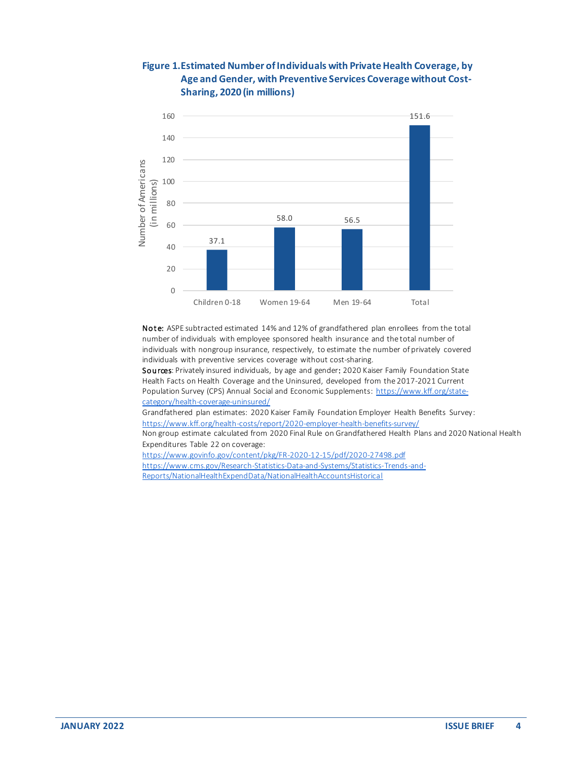**Figure 1. Estimated Number of Individuals with Private Health Coverage, by Age and Gender, with Preventive Services Coverage without Cost-Sharing, 2020 (in millions)**

| | Number of Americans (in millions) |
|---|---|
| Children 0-18 | 37.1 |
| Women 19-64 | 58.0 |
| Men 19-64 | 56.5 |
| Total | 151.6 |

**Note:** ASPE subtracted estimated 14% and 12% of grandfathered plan enrollees from the total number of individuals with employee sponsored health insurance and the total number of individuals with nongroup insurance, respectively, to estimate the number of privately covered individuals with preventive services coverage without cost-sharing.

**Sources**: Privately insured individuals, by age and gender: 2020 Kaiser Family Foundation State Health Facts on Health Coverage and the Uninsured, developed from the 2017-2021 Current Population Survey (CPS) Annual Social and Economic Supplements: https://www.kff.org/state-category/health-coverage-uninsured/

Grandfathered plan estimates: 2020 Kaiser Family Foundation Employer Health Benefits Survey: https://www.kff.org/health-costs/report/2020-employer-health-benefits-survey/

Non group estimate calculated from 2020 Final Rule on Grandfathered Health Plans and 2020 National Health Expenditures Table 22 on coverage:
https://www.govinfo.gov/content/pkg/FR-2020-12-15/pdf/2020-27498.pdf
https://www.cms.gov/Research-Statistics-Data-and-Systems/Statistics-Trends-and-Reports/NationalHealthExpendData/NationalHealthAccountsHistorical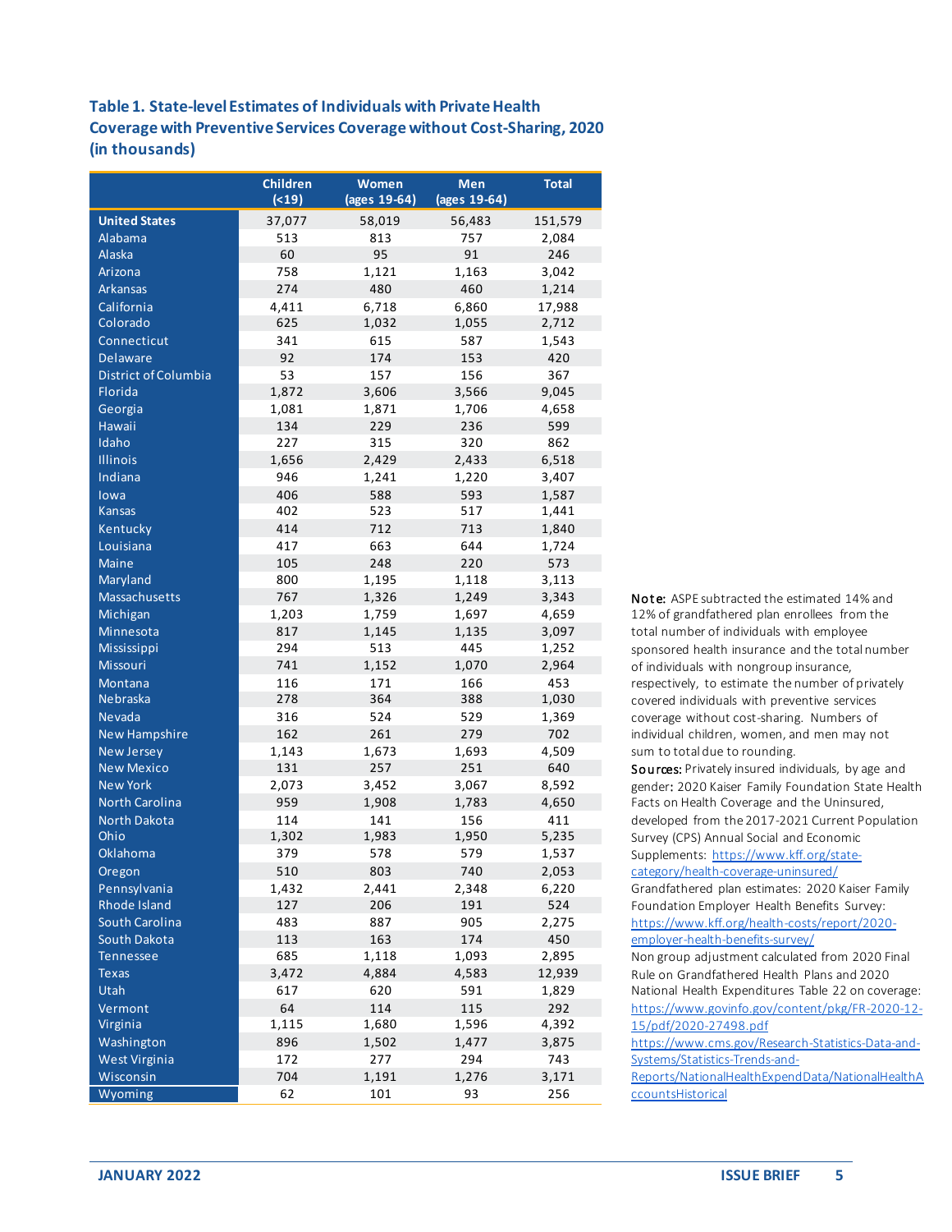**Table 1. State-level Estimates of Individuals with Private Health Coverage with Preventive Services Coverage without Cost-Sharing, 2020 (in thousands)**

| | Children (<19) | Women (ages 19-64) | Men (ages 19-64) | Total |
|---|---|---|---|---|
| **United States** | 37,077 | 58,019 | 56,483 | 151,579 |
| Alabama | 513 | 813 | 757 | 2,084 |
| Alaska | 60 | 95 | 91 | 246 |
| Arizona | 758 | 1,121 | 1,163 | 3,042 |
| Arkansas | 274 | 480 | 460 | 1,214 |
| California | 4,411 | 6,718 | 6,860 | 17,988 |
| Colorado | 625 | 1,032 | 1,055 | 2,712 |
| Connecticut | 341 | 615 | 587 | 1,543 |
| Delaware | 92 | 174 | 153 | 420 |
| District of Columbia | 53 | 157 | 156 | 367 |
| Florida | 1,872 | 3,606 | 3,566 | 9,045 |
| Georgia | 1,081 | 1,871 | 1,706 | 4,658 |
| Hawaii | 134 | 229 | 236 | 599 |
| Idaho | 227 | 315 | 320 | 862 |
| Illinois | 1,656 | 2,429 | 2,433 | 6,518 |
| Indiana | 946 | 1,241 | 1,220 | 3,407 |
| Iowa | 406 | 588 | 593 | 1,587 |
| Kansas | 402 | 523 | 517 | 1,441 |
| Kentucky | 414 | 712 | 713 | 1,840 |
| Louisiana | 417 | 663 | 644 | 1,724 |
| Maine | 105 | 248 | 220 | 573 |
| Maryland | 800 | 1,195 | 1,118 | 3,113 |
| Massachusetts | 767 | 1,326 | 1,249 | 3,343 |
| Michigan | 1,203 | 1,759 | 1,697 | 4,659 |
| Minnesota | 817 | 1,145 | 1,135 | 3,097 |
| Mississippi | 294 | 513 | 445 | 1,252 |
| Missouri | 741 | 1,152 | 1,070 | 2,964 |
| Montana | 116 | 171 | 166 | 453 |
| Nebraska | 278 | 364 | 388 | 1,030 |
| Nevada | 316 | 524 | 529 | 1,369 |
| New Hampshire | 162 | 261 | 279 | 702 |
| New Jersey | 1,143 | 1,673 | 1,693 | 4,509 |
| New Mexico | 131 | 257 | 251 | 640 |
| New York | 2,073 | 3,452 | 3,067 | 8,592 |
| North Carolina | 959 | 1,908 | 1,783 | 4,650 |
| North Dakota | 114 | 141 | 156 | 411 |
| Ohio | 1,302 | 1,983 | 1,950 | 5,235 |
| Oklahoma | 379 | 578 | 579 | 1,537 |
| Oregon | 510 | 803 | 740 | 2,053 |
| Pennsylvania | 1,432 | 2,441 | 2,348 | 6,220 |
| Rhode Island | 127 | 206 | 191 | 524 |
| South Carolina | 483 | 887 | 905 | 2,275 |
| South Dakota | 113 | 163 | 174 | 450 |
| Tennessee | 685 | 1,118 | 1,093 | 2,895 |
| Texas | 3,472 | 4,884 | 4,583 | 12,939 |
| Utah | 617 | 620 | 591 | 1,829 |
| Vermont | 64 | 114 | 115 | 292 |
| Virginia | 1,115 | 1,680 | 1,596 | 4,392 |
| Washington | 896 | 1,502 | 1,477 | 3,875 |
| West Virginia | 172 | 277 | 294 | 743 |
| Wisconsin | 704 | 1,191 | 1,276 | 3,171 |
| Wyoming | 62 | 101 | 93 | 256 |

**Note:** ASPE subtracted the estimated 14% and 12% of grandfathered plan enrollees from the total number of individuals with employee sponsored health insurance and the total number of individuals with nongroup insurance, respectively, to estimate the number of privately covered individuals with preventive services coverage without cost-sharing. Numbers of individual children, women, and men may not sum to total due to rounding.

**Sources:** Privately insured individuals, by age and gender: 2020 Kaiser Family Foundation State Health Facts on Health Coverage and the Uninsured, developed from the 2017-2021 Current Population Survey (CPS) Annual Social and Economic Supplements: https://www.kff.org/state-category/health-coverage-uninsured/
Grandfathered plan estimates: 2020 Kaiser Family Foundation Employer Health Benefits Survey: https://www.kff.org/health-costs/report/2020-employer-health-benefits-survey/
Non group adjustment calculated from 2020 Final Rule on Grandfathered Health Plans and 2020 National Health Expenditures Table 22 on coverage: https://www.govinfo.gov/content/pkg/FR-2020-12-15/pdf/2020-27498.pdf
https://www.cms.gov/Research-Statistics-Data-and-Systems/Statistics-Trends-and-Reports/NationalHealthExpendData/NationalHealthAccountsHistorical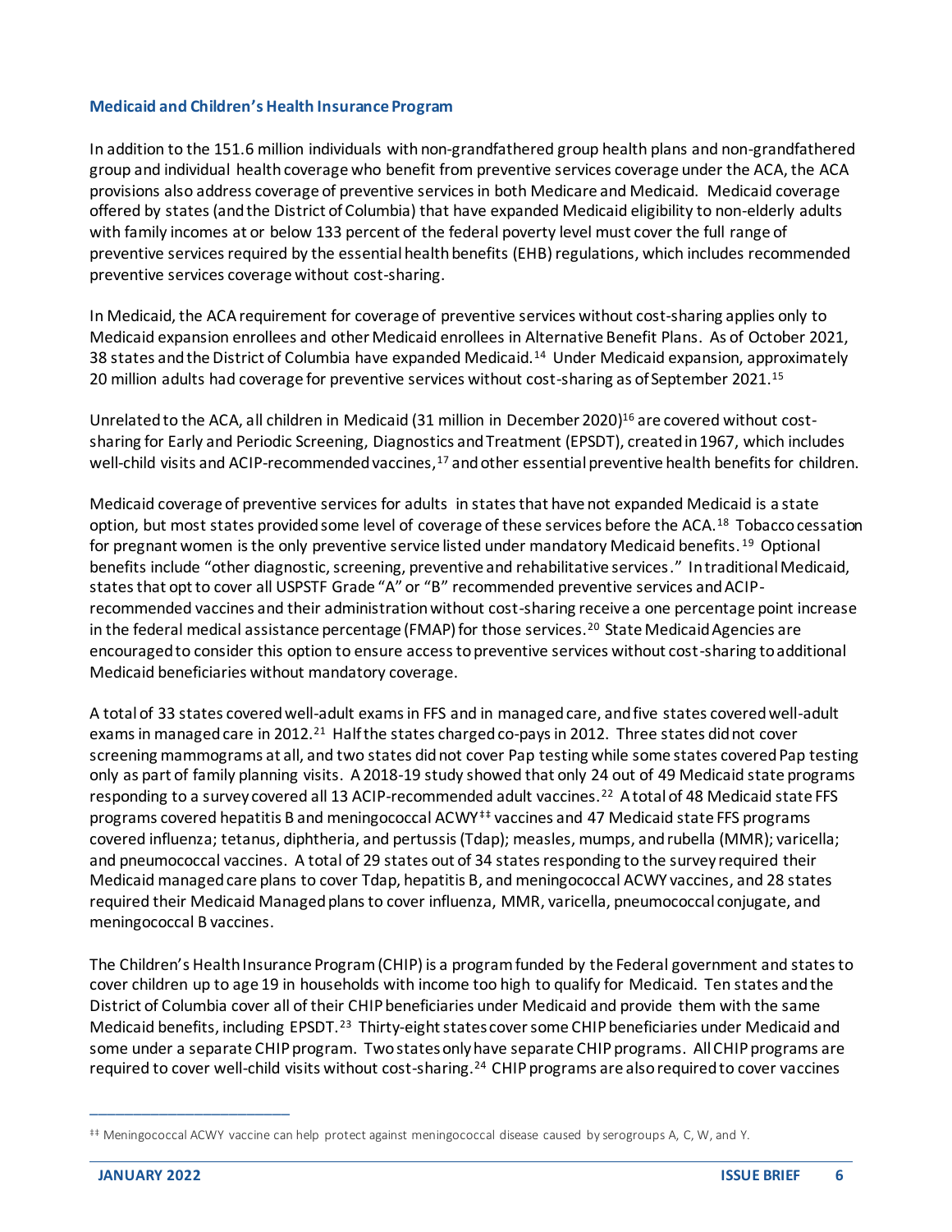### Medicaid and Children's Health Insurance Program

In addition to the 151.6 million individuals with non-grandfathered group health plans and non-grandfathered group and individual health coverage who benefit from preventive services coverage under the ACA, the ACA provisions also address coverage of preventive services in both Medicare and Medicaid. Medicaid coverage offered by states (and the District of Columbia) that have expanded Medicaid eligibility to non-elderly adults with family incomes at or below 133 percent of the federal poverty level must cover the full range of preventive services required by the essential health benefits (EHB) regulations, which includes recommended preventive services coverage without cost-sharing.

In Medicaid, the ACA requirement for coverage of preventive services without cost-sharing applies only to Medicaid expansion enrollees and other Medicaid enrollees in Alternative Benefit Plans. As of October 2021, 38 states and the District of Columbia have expanded Medicaid.[14] Under Medicaid expansion, approximately 20 million adults had coverage for preventive services without cost-sharing as of September 2021.[15]

Unrelated to the ACA, all children in Medicaid (31 million in December 2020)[16] are covered without cost-sharing for Early and Periodic Screening, Diagnostics and Treatment (EPSDT), created in 1967, which includes well-child visits and ACIP-recommended vaccines,[17] and other essential preventive health benefits for children.

Medicaid coverage of preventive services for adults in states that have not expanded Medicaid is a state option, but most states provided some level of coverage of these services before the ACA.[18] Tobacco cessation for pregnant women is the only preventive service listed under mandatory Medicaid benefits.[19] Optional benefits include "other diagnostic, screening, preventive and rehabilitative services." In traditional Medicaid, states that opt to cover all USPSTF Grade "A" or "B" recommended preventive services and ACIP-recommended vaccines and their administration without cost-sharing receive a one percentage point increase in the federal medical assistance percentage (FMAP) for those services.[20] State Medicaid Agencies are encouraged to consider this option to ensure access to preventive services without cost-sharing to additional Medicaid beneficiaries without mandatory coverage.

A total of 33 states covered well-adult exams in FFS and in managed care, and five states covered well-adult exams in managed care in 2012.[21] Half the states charged co-pays in 2012. Three states did not cover screening mammograms at all, and two states did not cover Pap testing while some states covered Pap testing only as part of family planning visits. A 2018-19 study showed that only 24 out of 49 Medicaid state programs responding to a survey covered all 13 ACIP-recommended adult vaccines.[22] A total of 48 Medicaid state FFS programs covered hepatitis B and meningococcal ACWY[‡‡] vaccines and 47 Medicaid state FFS programs covered influenza; tetanus, diphtheria, and pertussis (Tdap); measles, mumps, and rubella (MMR); varicella; and pneumococcal vaccines. A total of 29 states out of 34 states responding to the survey required their Medicaid managed care plans to cover Tdap, hepatitis B, and meningococcal ACWY vaccines, and 28 states required their Medicaid Managed plans to cover influenza, MMR, varicella, pneumococcal conjugate, and meningococcal B vaccines.

The Children's Health Insurance Program (CHIP) is a program funded by the Federal government and states to cover children up to age 19 in households with income too high to qualify for Medicaid. Ten states and the District of Columbia cover all of their CHIP beneficiaries under Medicaid and provide them with the same Medicaid benefits, including EPSDT.[23] Thirty-eight states cover some CHIP beneficiaries under Medicaid and some under a separate CHIP program. Two states only have separate CHIP programs. All CHIP programs are required to cover well-child visits without cost-sharing.[24] CHIP programs are also required to cover vaccines

---

[‡‡] Meningococcal ACWY vaccine can help protect against meningococcal disease caused by serogroups A, C, W, and Y.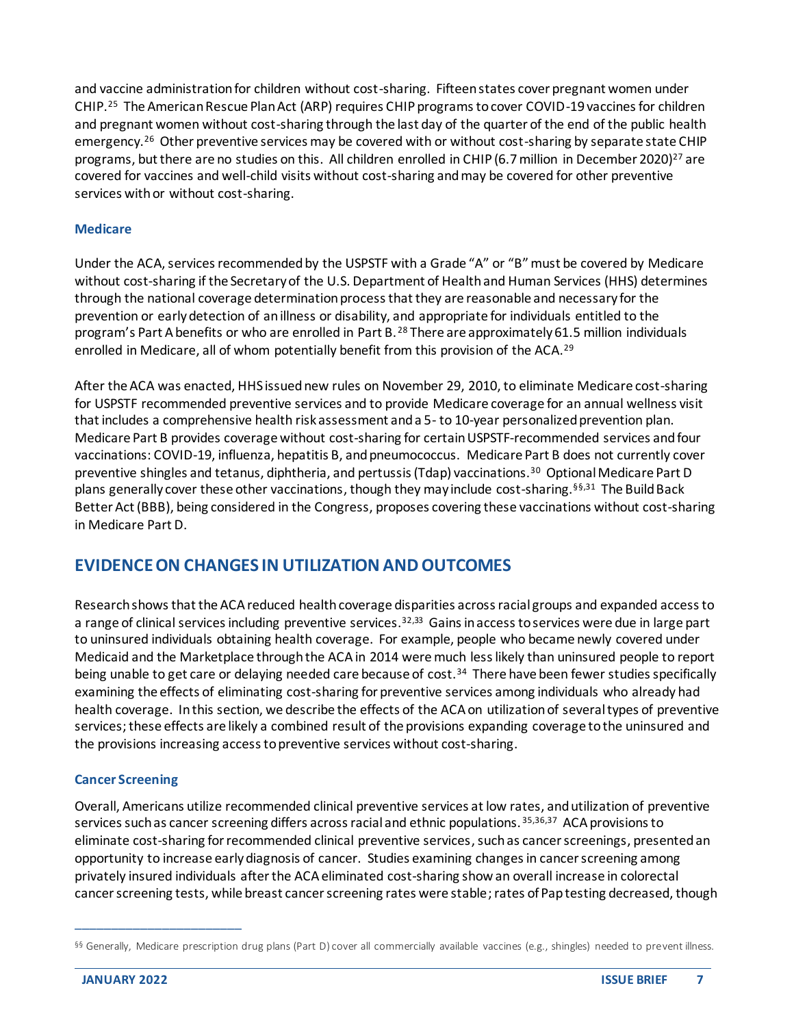and vaccine administration for children without cost-sharing. Fifteen states cover pregnant women under CHIP.[25] The American Rescue Plan Act (ARP) requires CHIP programs to cover COVID-19 vaccines for children and pregnant women without cost-sharing through the last day of the quarter of the end of the public health emergency.[26] Other preventive services may be covered with or without cost-sharing by separate state CHIP programs, but there are no studies on this. All children enrolled in CHIP (6.7 million in December 2020)[27] are covered for vaccines and well-child visits without cost-sharing and may be covered for other preventive services with or without cost-sharing.

### Medicare

Under the ACA, services recommended by the USPSTF with a Grade "A" or "B" must be covered by Medicare without cost-sharing if the Secretary of the U.S. Department of Health and Human Services (HHS) determines through the national coverage determination process that they are reasonable and necessary for the prevention or early detection of an illness or disability, and appropriate for individuals entitled to the program's Part A benefits or who are enrolled in Part B.[28] There are approximately 61.5 million individuals enrolled in Medicare, all of whom potentially benefit from this provision of the ACA.[29]

After the ACA was enacted, HHS issued new rules on November 29, 2010, to eliminate Medicare cost-sharing for USPSTF recommended preventive services and to provide Medicare coverage for an annual wellness visit that includes a comprehensive health risk assessment and a 5- to 10-year personalized prevention plan. Medicare Part B provides coverage without cost-sharing for certain USPSTF-recommended services and four vaccinations: COVID-19, influenza, hepatitis B, and pneumococcus. Medicare Part B does not currently cover preventive shingles and tetanus, diphtheria, and pertussis (Tdap) vaccinations.[30] Optional Medicare Part D plans generally cover these other vaccinations, though they may include cost-sharing.[§§,31] The Build Back Better Act (BBB), being considered in the Congress, proposes covering these vaccinations without cost-sharing in Medicare Part D.

## EVIDENCE ON CHANGES IN UTILIZATION AND OUTCOMES

Research shows that the ACA reduced health coverage disparities across racial groups and expanded access to a range of clinical services including preventive services.[32,33] Gains in access to services were due in large part to uninsured individuals obtaining health coverage. For example, people who became newly covered under Medicaid and the Marketplace through the ACA in 2014 were much less likely than uninsured people to report being unable to get care or delaying needed care because of cost.[34] There have been fewer studies specifically examining the effects of eliminating cost-sharing for preventive services among individuals who already had health coverage. In this section, we describe the effects of the ACA on utilization of several types of preventive services; these effects are likely a combined result of the provisions expanding coverage to the uninsured and the provisions increasing access to preventive services without cost-sharing.

### Cancer Screening

Overall, Americans utilize recommended clinical preventive services at low rates, and utilization of preventive services such as cancer screening differs across racial and ethnic populations.[35,36,37] ACA provisions to eliminate cost-sharing for recommended clinical preventive services, such as cancer screenings, presented an opportunity to increase early diagnosis of cancer. Studies examining changes in cancer screening among privately insured individuals after the ACA eliminated cost-sharing show an overall increase in colorectal cancer screening tests, while breast cancer screening rates were stable; rates of Pap testing decreased, though

---

[§§] Generally, Medicare prescription drug plans (Part D) cover all commercially available vaccines (e.g., shingles) needed to prevent illness.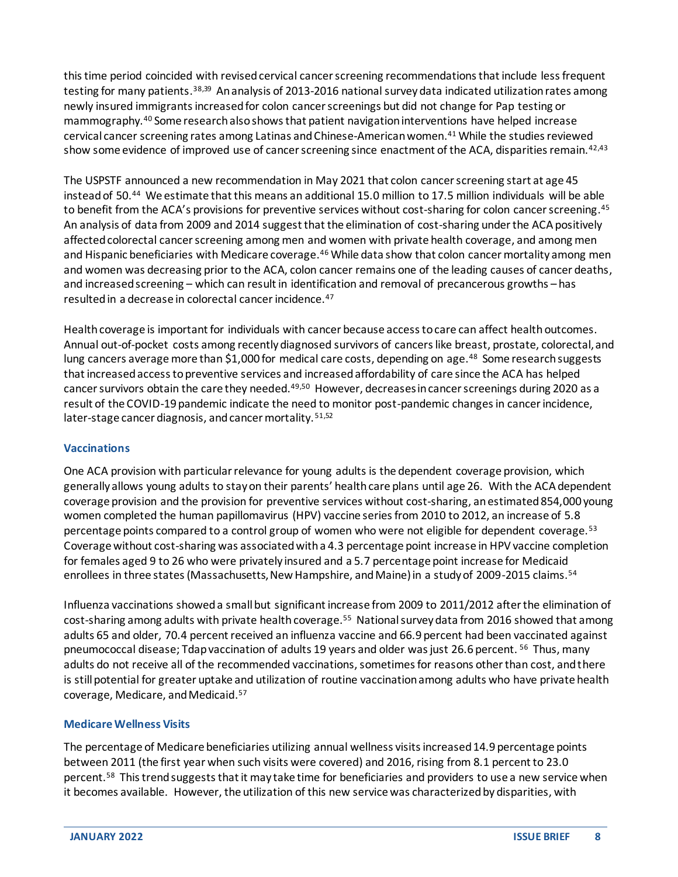this time period coincided with revised cervical cancer screening recommendations that include less frequent testing for many patients.[38,39] An analysis of 2013-2016 national survey data indicated utilization rates among newly insured immigrants increased for colon cancer screenings but did not change for Pap testing or mammography.[40] Some research also shows that patient navigation interventions have helped increase cervical cancer screening rates among Latinas and Chinese-American women.[41] While the studies reviewed show some evidence of improved use of cancer screening since enactment of the ACA, disparities remain.[42,43]

The USPSTF announced a new recommendation in May 2021 that colon cancer screening start at age 45 instead of 50.[44] We estimate that this means an additional 15.0 million to 17.5 million individuals will be able to benefit from the ACA's provisions for preventive services without cost-sharing for colon cancer screening.[45] An analysis of data from 2009 and 2014 suggest that the elimination of cost-sharing under the ACA positively affected colorectal cancer screening among men and women with private health coverage, and among men and Hispanic beneficiaries with Medicare coverage.[46] While data show that colon cancer mortality among men and women was decreasing prior to the ACA, colon cancer remains one of the leading causes of cancer deaths, and increased screening – which can result in identification and removal of precancerous growths – has resulted in a decrease in colorectal cancer incidence.[47]

Health coverage is important for individuals with cancer because access to care can affect health outcomes. Annual out-of-pocket costs among recently diagnosed survivors of cancers like breast, prostate, colorectal, and lung cancers average more than $1,000 for medical care costs, depending on age.[48] Some research suggests that increased access to preventive services and increased affordability of care since the ACA has helped cancer survivors obtain the care they needed.[49,50] However, decreases in cancer screenings during 2020 as a result of the COVID-19 pandemic indicate the need to monitor post-pandemic changes in cancer incidence, later-stage cancer diagnosis, and cancer mortality.[51,52]

### Vaccinations

One ACA provision with particular relevance for young adults is the dependent coverage provision, which generally allows young adults to stay on their parents' health care plans until age 26. With the ACA dependent coverage provision and the provision for preventive services without cost-sharing, an estimated 854,000 young women completed the human papillomavirus (HPV) vaccine series from 2010 to 2012, an increase of 5.8 percentage points compared to a control group of women who were not eligible for dependent coverage.[53] Coverage without cost-sharing was associated with a 4.3 percentage point increase in HPV vaccine completion for females aged 9 to 26 who were privately insured and a 5.7 percentage point increase for Medicaid enrollees in three states (Massachusetts, New Hampshire, and Maine) in a study of 2009-2015 claims.[54]

Influenza vaccinations showed a small but significant increase from 2009 to 2011/2012 after the elimination of cost-sharing among adults with private health coverage.[55] National survey data from 2016 showed that among adults 65 and older, 70.4 percent received an influenza vaccine and 66.9 percent had been vaccinated against pneumococcal disease; Tdap vaccination of adults 19 years and older was just 26.6 percent.[56] Thus, many adults do not receive all of the recommended vaccinations, sometimes for reasons other than cost, and there is still potential for greater uptake and utilization of routine vaccination among adults who have private health coverage, Medicare, and Medicaid.[57]

### Medicare Wellness Visits

The percentage of Medicare beneficiaries utilizing annual wellness visits increased 14.9 percentage points between 2011 (the first year when such visits were covered) and 2016, rising from 8.1 percent to 23.0 percent.[58] This trend suggests that it may take time for beneficiaries and providers to use a new service when it becomes available. However, the utilization of this new service was characterized by disparities, with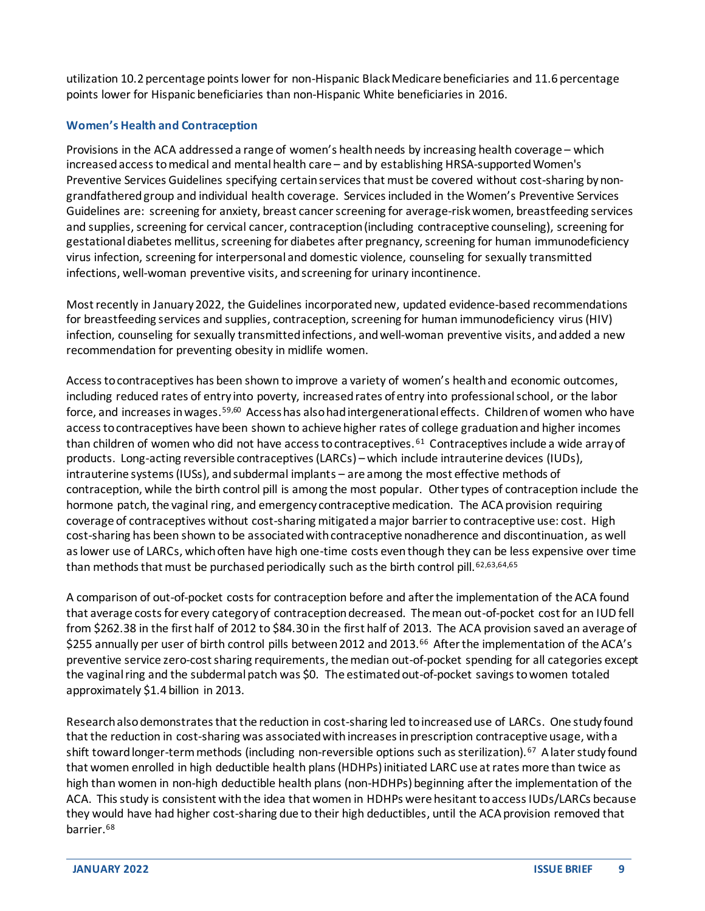utilization 10.2 percentage points lower for non-Hispanic Black Medicare beneficiaries and 11.6 percentage points lower for Hispanic beneficiaries than non-Hispanic White beneficiaries in 2016.

### Women's Health and Contraception

Provisions in the ACA addressed a range of women's health needs by increasing health coverage – which increased access to medical and mental health care – and by establishing HRSA-supported Women's Preventive Services Guidelines specifying certain services that must be covered without cost-sharing by non-grandfathered group and individual health coverage. Services included in the Women's Preventive Services Guidelines are: screening for anxiety, breast cancer screening for average-risk women, breastfeeding services and supplies, screening for cervical cancer, contraception (including contraceptive counseling), screening for gestational diabetes mellitus, screening for diabetes after pregnancy, screening for human immunodeficiency virus infection, screening for interpersonal and domestic violence, counseling for sexually transmitted infections, well-woman preventive visits, and screening for urinary incontinence.

Most recently in January 2022, the Guidelines incorporated new, updated evidence-based recommendations for breastfeeding services and supplies, contraception, screening for human immunodeficiency virus (HIV) infection, counseling for sexually transmitted infections, and well-woman preventive visits, and added a new recommendation for preventing obesity in midlife women.

Access to contraceptives has been shown to improve a variety of women's health and economic outcomes, including reduced rates of entry into poverty, increased rates of entry into professional school, or the labor force, and increases in wages.[59,60] Access has also had intergenerational effects. Children of women who have access to contraceptives have been shown to achieve higher rates of college graduation and higher incomes than children of women who did not have access to contraceptives.[61] Contraceptives include a wide array of products. Long-acting reversible contraceptives (LARCs) – which include intrauterine devices (IUDs), intrauterine systems (IUSs), and subdermal implants – are among the most effective methods of contraception, while the birth control pill is among the most popular. Other types of contraception include the hormone patch, the vaginal ring, and emergency contraceptive medication. The ACA provision requiring coverage of contraceptives without cost-sharing mitigated a major barrier to contraceptive use: cost. High cost-sharing has been shown to be associated with contraceptive nonadherence and discontinuation, as well as lower use of LARCs, which often have high one-time costs even though they can be less expensive over time than methods that must be purchased periodically such as the birth control pill.[62,63,64,65]

A comparison of out-of-pocket costs for contraception before and after the implementation of the ACA found that average costs for every category of contraception decreased. The mean out-of-pocket cost for an IUD fell from $262.38 in the first half of 2012 to $84.30 in the first half of 2013. The ACA provision saved an average of $255 annually per user of birth control pills between 2012 and 2013.[66] After the implementation of the ACA's preventive service zero-cost sharing requirements, the median out-of-pocket spending for all categories except the vaginal ring and the subdermal patch was $0. The estimated out-of-pocket savings to women totaled approximately $1.4 billion in 2013.

Research also demonstrates that the reduction in cost-sharing led to increased use of LARCs. One study found that the reduction in cost-sharing was associated with increases in prescription contraceptive usage, with a shift toward longer-term methods (including non-reversible options such as sterilization).[67] A later study found that women enrolled in high deductible health plans (HDHPs) initiated LARC use at rates more than twice as high than women in non-high deductible health plans (non-HDHPs) beginning after the implementation of the ACA. This study is consistent with the idea that women in HDHPs were hesitant to access IUDs/LARCs because they would have had higher cost-sharing due to their high deductibles, until the ACA provision removed that barrier.[68]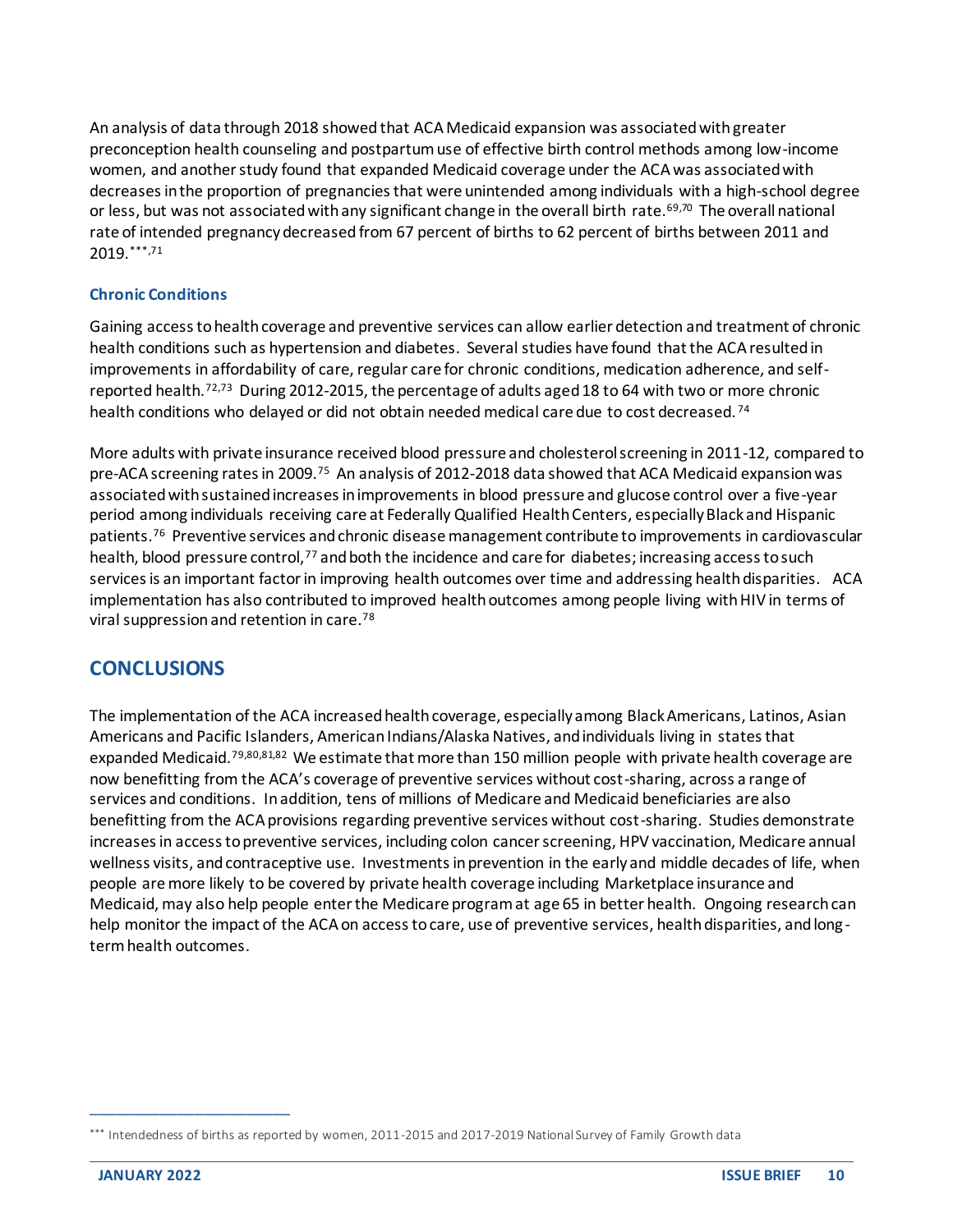An analysis of data through 2018 showed that ACA Medicaid expansion was associated with greater preconception health counseling and postpartum use of effective birth control methods among low-income women, and another study found that expanded Medicaid coverage under the ACA was associated with decreases in the proportion of pregnancies that were unintended among individuals with a high-school degree or less, but was not associated with any significant change in the overall birth rate.[69,70] The overall national rate of intended pregnancy decreased from 67 percent of births to 62 percent of births between 2011 and 2019.[***,71]

### Chronic Conditions

Gaining access to health coverage and preventive services can allow earlier detection and treatment of chronic health conditions such as hypertension and diabetes. Several studies have found that the ACA resulted in improvements in affordability of care, regular care for chronic conditions, medication adherence, and self-reported health.[72,73] During 2012-2015, the percentage of adults aged 18 to 64 with two or more chronic health conditions who delayed or did not obtain needed medical care due to cost decreased.[74]

More adults with private insurance received blood pressure and cholesterol screening in 2011-12, compared to pre-ACA screening rates in 2009.[75] An analysis of 2012-2018 data showed that ACA Medicaid expansion was associated with sustained increases in improvements in blood pressure and glucose control over a five-year period among individuals receiving care at Federally Qualified Health Centers, especially Black and Hispanic patients.[76] Preventive services and chronic disease management contribute to improvements in cardiovascular health, blood pressure control,[77] and both the incidence and care for diabetes; increasing access to such services is an important factor in improving health outcomes over time and addressing health disparities. ACA implementation has also contributed to improved health outcomes among people living with HIV in terms of viral suppression and retention in care.[78]

## CONCLUSIONS

The implementation of the ACA increased health coverage, especially among Black Americans, Latinos, Asian Americans and Pacific Islanders, American Indians/Alaska Natives, and individuals living in states that expanded Medicaid.[79,80,81,82] We estimate that more than 150 million people with private health coverage are now benefitting from the ACA's coverage of preventive services without cost-sharing, across a range of services and conditions. In addition, tens of millions of Medicare and Medicaid beneficiaries are also benefitting from the ACA provisions regarding preventive services without cost-sharing. Studies demonstrate increases in access to preventive services, including colon cancer screening, HPV vaccination, Medicare annual wellness visits, and contraceptive use. Investments in prevention in the early and middle decades of life, when people are more likely to be covered by private health coverage including Marketplace insurance and Medicaid, may also help people enter the Medicare program at age 65 in better health. Ongoing research can help monitor the impact of the ACA on access to care, use of preventive services, health disparities, and long-term health outcomes.

---

[***] Intendedness of births as reported by women, 2011-2015 and 2017-2019 National Survey of Family Growth data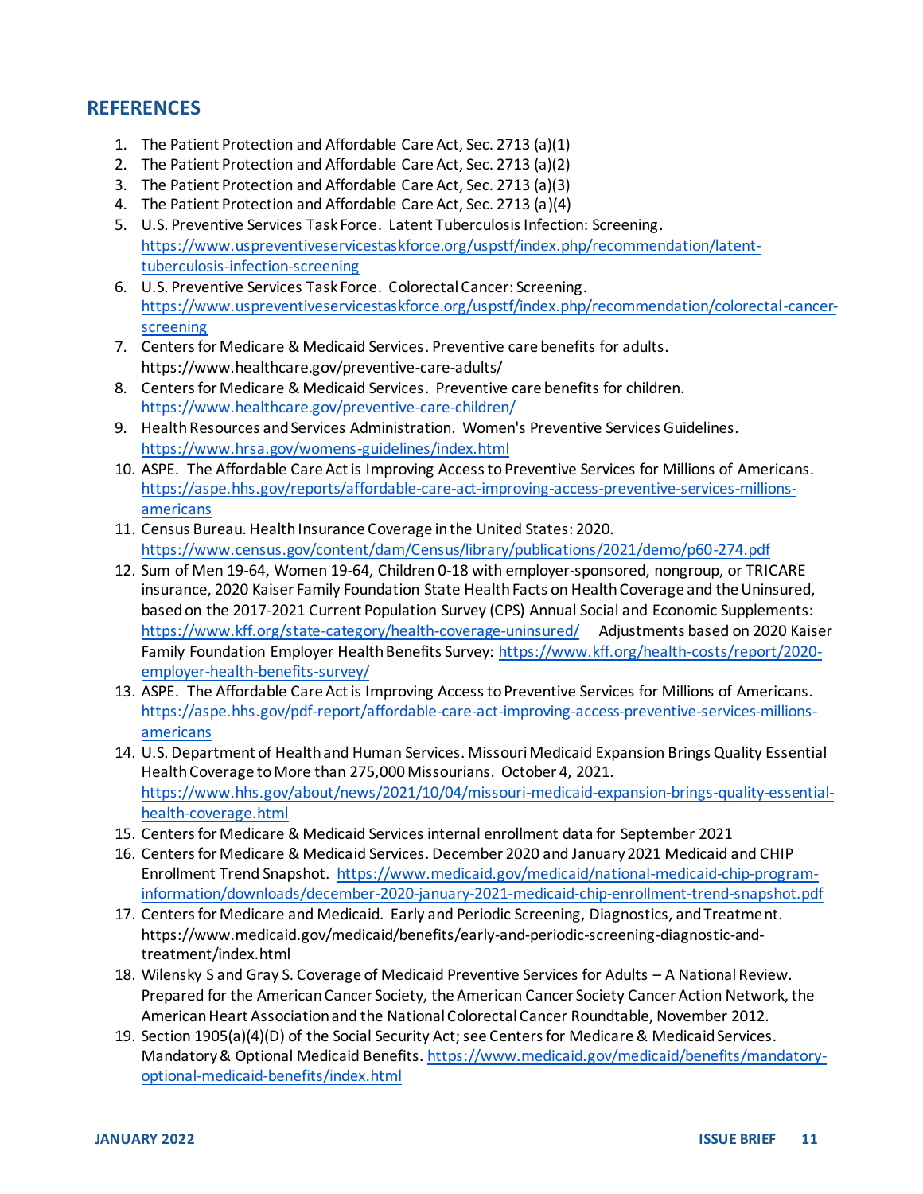## REFERENCES

1. The Patient Protection and Affordable Care Act, Sec. 2713 (a)(1)
2. The Patient Protection and Affordable Care Act, Sec. 2713 (a)(2)
3. The Patient Protection and Affordable Care Act, Sec. 2713 (a)(3)
4. The Patient Protection and Affordable Care Act, Sec. 2713 (a)(4)
5. U.S. Preventive Services Task Force. Latent Tuberculosis Infection: Screening. https://www.uspreventiveservicestaskforce.org/uspstf/index.php/recommendation/latent-tuberculosis-infection-screening
6. U.S. Preventive Services Task Force. Colorectal Cancer: Screening. https://www.uspreventiveservicestaskforce.org/uspstf/index.php/recommendation/colorectal-cancer-screening
7. Centers for Medicare & Medicaid Services. Preventive care benefits for adults. https://www.healthcare.gov/preventive-care-adults/
8. Centers for Medicare & Medicaid Services. Preventive care benefits for children. https://www.healthcare.gov/preventive-care-children/
9. Health Resources and Services Administration. Women's Preventive Services Guidelines. https://www.hrsa.gov/womens-guidelines/index.html
10. ASPE. The Affordable Care Act is Improving Access to Preventive Services for Millions of Americans. https://aspe.hhs.gov/reports/affordable-care-act-improving-access-preventive-services-millions-americans
11. Census Bureau. Health Insurance Coverage in the United States: 2020. https://www.census.gov/content/dam/Census/library/publications/2021/demo/p60-274.pdf
12. Sum of Men 19-64, Women 19-64, Children 0-18 with employer-sponsored, nongroup, or TRICARE insurance, 2020 Kaiser Family Foundation State Health Facts on Health Coverage and the Uninsured, based on the 2017-2021 Current Population Survey (CPS) Annual Social and Economic Supplements: https://www.kff.org/state-category/health-coverage-uninsured/ Adjustments based on 2020 Kaiser Family Foundation Employer Health Benefits Survey: https://www.kff.org/health-costs/report/2020-employer-health-benefits-survey/
13. ASPE. The Affordable Care Act is Improving Access to Preventive Services for Millions of Americans. https://aspe.hhs.gov/pdf-report/affordable-care-act-improving-access-preventive-services-millions-americans
14. U.S. Department of Health and Human Services. Missouri Medicaid Expansion Brings Quality Essential Health Coverage to More than 275,000 Missourians. October 4, 2021. https://www.hhs.gov/about/news/2021/10/04/missouri-medicaid-expansion-brings-quality-essential-health-coverage.html
15. Centers for Medicare & Medicaid Services internal enrollment data for September 2021
16. Centers for Medicare & Medicaid Services. December 2020 and January 2021 Medicaid and CHIP Enrollment Trend Snapshot. https://www.medicaid.gov/medicaid/national-medicaid-chip-program-information/downloads/december-2020-january-2021-medicaid-chip-enrollment-trend-snapshot.pdf
17. Centers for Medicare and Medicaid. Early and Periodic Screening, Diagnostics, and Treatment. https://www.medicaid.gov/medicaid/benefits/early-and-periodic-screening-diagnostic-and-treatment/index.html
18. Wilensky S and Gray S. Coverage of Medicaid Preventive Services for Adults – A National Review. Prepared for the American Cancer Society, the American Cancer Society Cancer Action Network, the American Heart Association and the National Colorectal Cancer Roundtable, November 2012.
19. Section 1905(a)(4)(D) of the Social Security Act; see Centers for Medicare & Medicaid Services. Mandatory & Optional Medicaid Benefits. https://www.medicaid.gov/medicaid/benefits/mandatory-optional-medicaid-benefits/index.html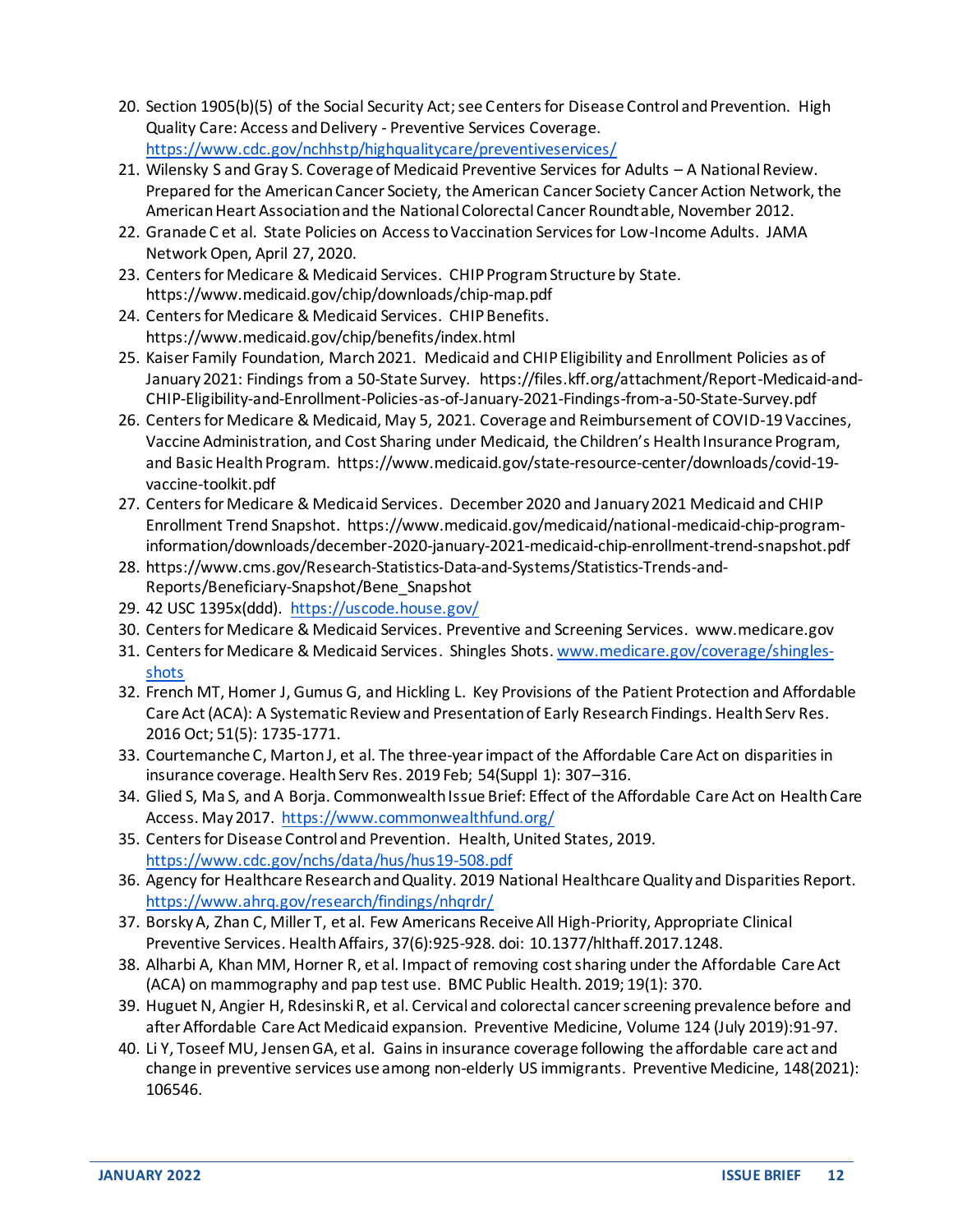20. Section 1905(b)(5) of the Social Security Act; see Centers for Disease Control and Prevention. High Quality Care: Access and Delivery - Preventive Services Coverage. https://www.cdc.gov/nchhstp/highqualitycare/preventiveservices/
21. Wilensky S and Gray S. Coverage of Medicaid Preventive Services for Adults – A National Review. Prepared for the American Cancer Society, the American Cancer Society Cancer Action Network, the American Heart Association and the National Colorectal Cancer Roundtable, November 2012.
22. Granade C et al. State Policies on Access to Vaccination Services for Low-Income Adults. JAMA Network Open, April 27, 2020.
23. Centers for Medicare & Medicaid Services. CHIP Program Structure by State. https://www.medicaid.gov/chip/downloads/chip-map.pdf
24. Centers for Medicare & Medicaid Services. CHIP Benefits. https://www.medicaid.gov/chip/benefits/index.html
25. Kaiser Family Foundation, March 2021. Medicaid and CHIP Eligibility and Enrollment Policies as of January 2021: Findings from a 50-State Survey. https://files.kff.org/attachment/Report-Medicaid-and-CHIP-Eligibility-and-Enrollment-Policies-as-of-January-2021-Findings-from-a-50-State-Survey.pdf
26. Centers for Medicare & Medicaid, May 5, 2021. Coverage and Reimbursement of COVID-19 Vaccines, Vaccine Administration, and Cost Sharing under Medicaid, the Children's Health Insurance Program, and Basic Health Program. https://www.medicaid.gov/state-resource-center/downloads/covid-19-vaccine-toolkit.pdf
27. Centers for Medicare & Medicaid Services. December 2020 and January 2021 Medicaid and CHIP Enrollment Trend Snapshot. https://www.medicaid.gov/medicaid/national-medicaid-chip-program-information/downloads/december-2020-january-2021-medicaid-chip-enrollment-trend-snapshot.pdf
28. https://www.cms.gov/Research-Statistics-Data-and-Systems/Statistics-Trends-and-Reports/Beneficiary-Snapshot/Bene_Snapshot
29. 42 USC 1395x(ddd). https://uscode.house.gov/
30. Centers for Medicare & Medicaid Services. Preventive and Screening Services. www.medicare.gov
31. Centers for Medicare & Medicaid Services. Shingles Shots. www.medicare.gov/coverage/shingles-shots
32. French MT, Homer J, Gumus G, and Hickling L. Key Provisions of the Patient Protection and Affordable Care Act (ACA): A Systematic Review and Presentation of Early Research Findings. Health Serv Res. 2016 Oct; 51(5): 1735-1771.
33. Courtemanche C, Marton J, et al. The three-year impact of the Affordable Care Act on disparities in insurance coverage. Health Serv Res. 2019 Feb; 54(Suppl 1): 307–316.
34. Glied S, Ma S, and A Borja. Commonwealth Issue Brief: Effect of the Affordable Care Act on Health Care Access. May 2017. https://www.commonwealthfund.org/
35. Centers for Disease Control and Prevention. Health, United States, 2019. https://www.cdc.gov/nchs/data/hus/hus19-508.pdf
36. Agency for Healthcare Research and Quality. 2019 National Healthcare Quality and Disparities Report. https://www.ahrq.gov/research/findings/nhqrdr/
37. Borsky A, Zhan C, Miller T, et al. Few Americans Receive All High-Priority, Appropriate Clinical Preventive Services. Health Affairs, 37(6):925-928. doi: 10.1377/hlthaff.2017.1248.
38. Alharbi A, Khan MM, Horner R, et al. Impact of removing cost sharing under the Affordable Care Act (ACA) on mammography and pap test use. BMC Public Health. 2019; 19(1): 370.
39. Huguet N, Angier H, Rdesinski R, et al. Cervical and colorectal cancer screening prevalence before and after Affordable Care Act Medicaid expansion. Preventive Medicine, Volume 124 (July 2019):91-97.
40. Li Y, Toseef MU, Jensen GA, et al. Gains in insurance coverage following the affordable care act and change in preventive services use among non-elderly US immigrants. Preventive Medicine, 148(2021): 106546.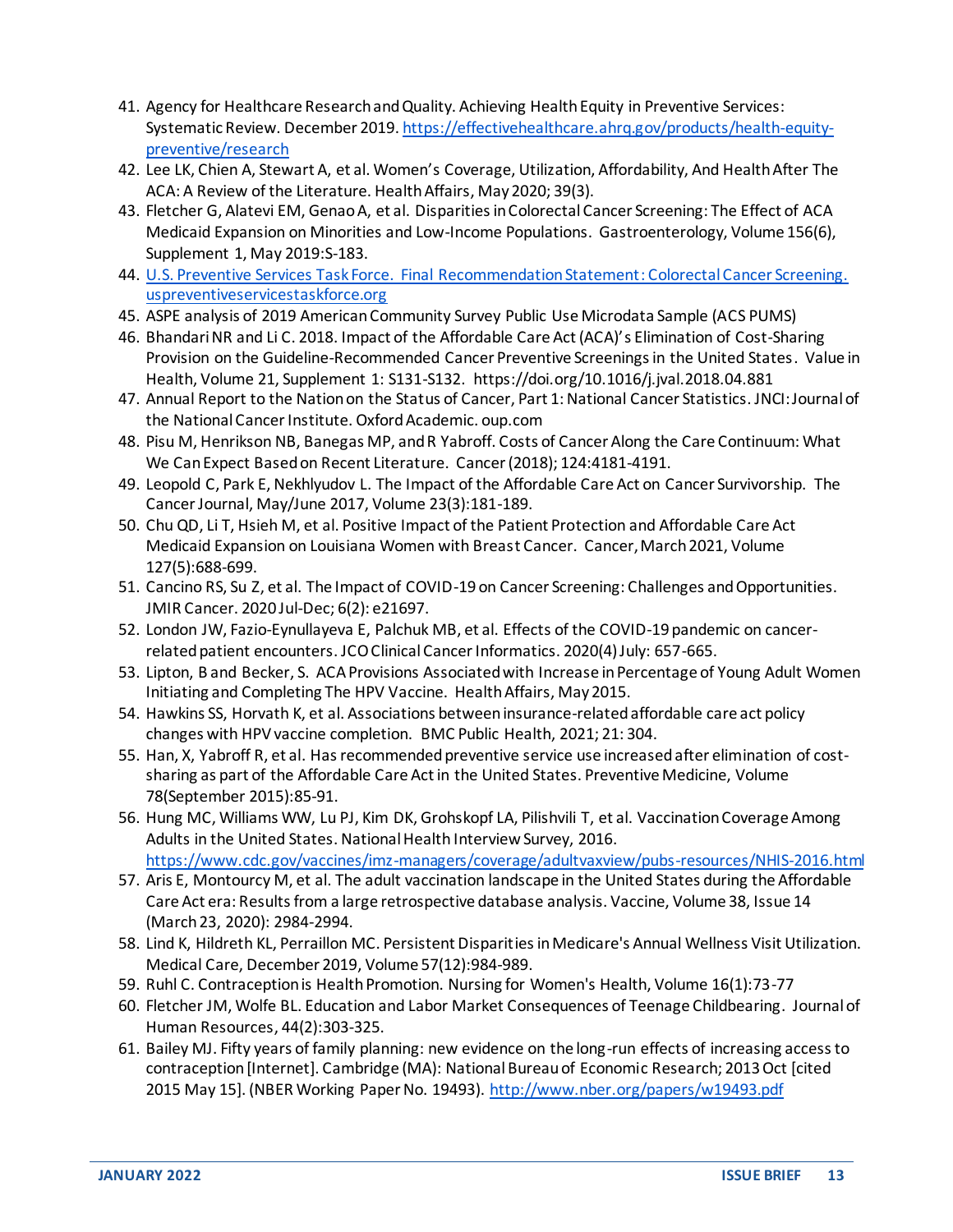41. Agency for Healthcare Research and Quality. Achieving Health Equity in Preventive Services: Systematic Review. December 2019. https://effectivehealthcare.ahrq.gov/products/health-equity-preventive/research
42. Lee LK, Chien A, Stewart A, et al. Women's Coverage, Utilization, Affordability, And Health After The ACA: A Review of the Literature. Health Affairs, May 2020; 39(3).
43. Fletcher G, Alatevi EM, Genao A, et al. Disparities in Colorectal Cancer Screening: The Effect of ACA Medicaid Expansion on Minorities and Low-Income Populations. Gastroenterology, Volume 156(6), Supplement 1, May 2019:S-183.
44. U.S. Preventive Services Task Force. Final Recommendation Statement: Colorectal Cancer Screening. uspreventiveservicestaskforce.org
45. ASPE analysis of 2019 American Community Survey Public Use Microdata Sample (ACS PUMS)
46. Bhandari NR and Li C. 2018. Impact of the Affordable Care Act (ACA)'s Elimination of Cost-Sharing Provision on the Guideline-Recommended Cancer Preventive Screenings in the United States. Value in Health, Volume 21, Supplement 1: S131-S132. https://doi.org/10.1016/j.jval.2018.04.881
47. Annual Report to the Nation on the Status of Cancer, Part 1: National Cancer Statistics. JNCI: Journal of the National Cancer Institute. Oxford Academic. oup.com
48. Pisu M, Henrikson NB, Banegas MP, and R Yabroff. Costs of Cancer Along the Care Continuum: What We Can Expect Based on Recent Literature. Cancer (2018); 124:4181-4191.
49. Leopold C, Park E, Nekhlyudov L. The Impact of the Affordable Care Act on Cancer Survivorship. The Cancer Journal, May/June 2017, Volume 23(3):181-189.
50. Chu QD, Li T, Hsieh M, et al. Positive Impact of the Patient Protection and Affordable Care Act Medicaid Expansion on Louisiana Women with Breast Cancer. Cancer, March 2021, Volume 127(5):688-699.
51. Cancino RS, Su Z, et al. The Impact of COVID-19 on Cancer Screening: Challenges and Opportunities. JMIR Cancer. 2020 Jul-Dec; 6(2): e21697.
52. London JW, Fazio-Eynullayeva E, Palchuk MB, et al. Effects of the COVID-19 pandemic on cancer-related patient encounters. JCO Clinical Cancer Informatics. 2020(4) July: 657-665.
53. Lipton, B and Becker, S. ACA Provisions Associated with Increase in Percentage of Young Adult Women Initiating and Completing The HPV Vaccine. Health Affairs, May 2015.
54. Hawkins SS, Horvath K, et al. Associations between insurance-related affordable care act policy changes with HPV vaccine completion. BMC Public Health, 2021; 21: 304.
55. Han, X, Yabroff R, et al. Has recommended preventive service use increased after elimination of cost-sharing as part of the Affordable Care Act in the United States. Preventive Medicine, Volume 78(September 2015):85-91.
56. Hung MC, Williams WW, Lu PJ, Kim DK, Grohskopf LA, Pilishvili T, et al. Vaccination Coverage Among Adults in the United States. National Health Interview Survey, 2016. https://www.cdc.gov/vaccines/imz-managers/coverage/adultvaxview/pubs-resources/NHIS-2016.html
57. Aris E, Montourcy M, et al. The adult vaccination landscape in the United States during the Affordable Care Act era: Results from a large retrospective database analysis. Vaccine, Volume 38, Issue 14 (March 23, 2020): 2984-2994.
58. Lind K, Hildreth KL, Perraillon MC. Persistent Disparities in Medicare's Annual Wellness Visit Utilization. Medical Care, December 2019, Volume 57(12):984-989.
59. Ruhl C. Contraception is Health Promotion. Nursing for Women's Health, Volume 16(1):73-77
60. Fletcher JM, Wolfe BL. Education and Labor Market Consequences of Teenage Childbearing. Journal of Human Resources, 44(2):303-325.
61. Bailey MJ. Fifty years of family planning: new evidence on the long-run effects of increasing access to contraception [Internet]. Cambridge (MA): National Bureau of Economic Research; 2013 Oct [cited 2015 May 15]. (NBER Working Paper No. 19493). http://www.nber.org/papers/w19493.pdf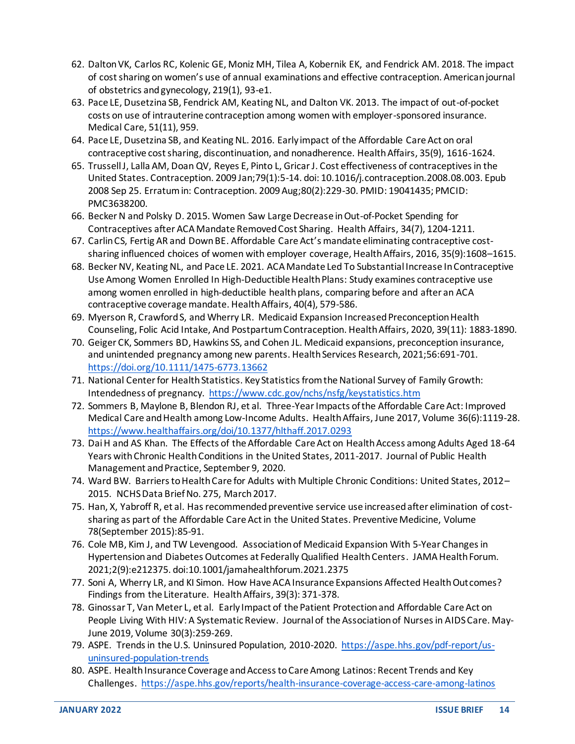62. Dalton VK, Carlos RC, Kolenic GE, Moniz MH, Tilea A, Kobernik EK, and Fendrick AM. 2018. The impact of cost sharing on women's use of annual examinations and effective contraception. American journal of obstetrics and gynecology, 219(1), 93-e1.
63. Pace LE, Dusetzina SB, Fendrick AM, Keating NL, and Dalton VK. 2013. The impact of out-of-pocket costs on use of intrauterine contraception among women with employer-sponsored insurance. Medical Care, 51(11), 959.
64. Pace LE, Dusetzina SB, and Keating NL. 2016. Early impact of the Affordable Care Act on oral contraceptive cost sharing, discontinuation, and nonadherence. Health Affairs, 35(9), 1616-1624.
65. Trussell J, Lalla AM, Doan QV, Reyes E, Pinto L, Gricar J. Cost effectiveness of contraceptives in the United States. Contraception. 2009 Jan;79(1):5-14. doi: 10.1016/j.contraception.2008.08.003. Epub 2008 Sep 25. Erratum in: Contraception. 2009 Aug;80(2):229-30. PMID: 19041435; PMCID: PMC3638200.
66. Becker N and Polsky D. 2015. Women Saw Large Decrease in Out-of-Pocket Spending for Contraceptives after ACA Mandate Removed Cost Sharing. Health Affairs, 34(7), 1204-1211.
67. Carlin CS, Fertig AR and Down BE. Affordable Care Act's mandate eliminating contraceptive cost-sharing influenced choices of women with employer coverage, Health Affairs, 2016, 35(9):1608–1615.
68. Becker NV, Keating NL, and Pace LE. 2021. ACA Mandate Led To Substantial Increase In Contraceptive Use Among Women Enrolled In High-Deductible Health Plans: Study examines contraceptive use among women enrolled in high-deductible health plans, comparing before and after an ACA contraceptive coverage mandate. Health Affairs, 40(4), 579-586.
69. Myerson R, Crawford S, and Wherry LR. Medicaid Expansion Increased Preconception Health Counseling, Folic Acid Intake, And Postpartum Contraception. Health Affairs, 2020, 39(11): 1883-1890.
70. Geiger CK, Sommers BD, Hawkins SS, and Cohen JL. Medicaid expansions, preconception insurance, and unintended pregnancy among new parents. Health Services Research, 2021;56:691-701. https://doi.org/10.1111/1475-6773.13662
71. National Center for Health Statistics. Key Statistics from the National Survey of Family Growth: Intendedness of pregnancy. https://www.cdc.gov/nchs/nsfg/keystatistics.htm
72. Sommers B, Maylone B, Blendon RJ, et al. Three-Year Impacts of the Affordable Care Act: Improved Medical Care and Health among Low-Income Adults. Health Affairs, June 2017, Volume 36(6):1119-28. https://www.healthaffairs.org/doi/10.1377/hlthaff.2017.0293
73. Dai H and AS Khan. The Effects of the Affordable Care Act on Health Access among Adults Aged 18-64 Years with Chronic Health Conditions in the United States, 2011-2017. Journal of Public Health Management and Practice, September 9, 2020.
74. Ward BW. Barriers to Health Care for Adults with Multiple Chronic Conditions: United States, 2012–2015. NCHS Data Brief No. 275, March 2017.
75. Han, X, Yabroff R, et al. Has recommended preventive service use increased after elimination of cost-sharing as part of the Affordable Care Act in the United States. Preventive Medicine, Volume 78(September 2015):85-91.
76. Cole MB, Kim J, and TW Levengood. Association of Medicaid Expansion With 5-Year Changes in Hypertension and Diabetes Outcomes at Federally Qualified Health Centers. JAMA Health Forum. 2021;2(9):e212375. doi:10.1001/jamahealthforum.2021.2375
77. Soni A, Wherry LR, and KI Simon. How Have ACA Insurance Expansions Affected Health Outcomes? Findings from the Literature. Health Affairs, 39(3): 371-378.
78. Ginossar T, Van Meter L, et al. Early Impact of the Patient Protection and Affordable Care Act on People Living With HIV: A Systematic Review. Journal of the Association of Nurses in AIDS Care. May-June 2019, Volume 30(3):259-269.
79. ASPE. Trends in the U.S. Uninsured Population, 2010-2020. https://aspe.hhs.gov/pdf-report/us-uninsured-population-trends
80. ASPE. Health Insurance Coverage and Access to Care Among Latinos: Recent Trends and Key Challenges. https://aspe.hhs.gov/reports/health-insurance-coverage-access-care-among-latinos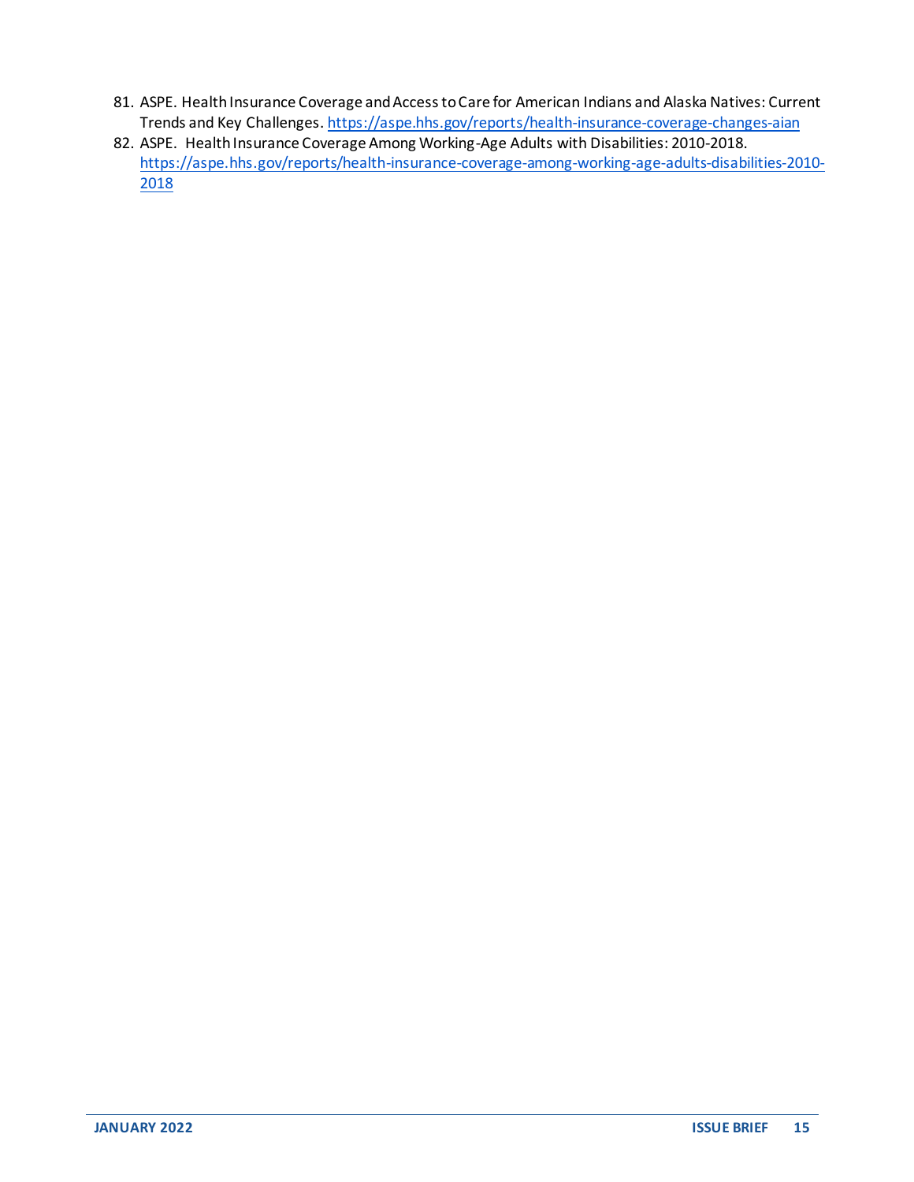81. ASPE. Health Insurance Coverage and Access to Care for American Indians and Alaska Natives: Current Trends and Key Challenges. https://aspe.hhs.gov/reports/health-insurance-coverage-changes-aian
82. ASPE. Health Insurance Coverage Among Working-Age Adults with Disabilities: 2010-2018. https://aspe.hhs.gov/reports/health-insurance-coverage-among-working-age-adults-disabilities-2010-2018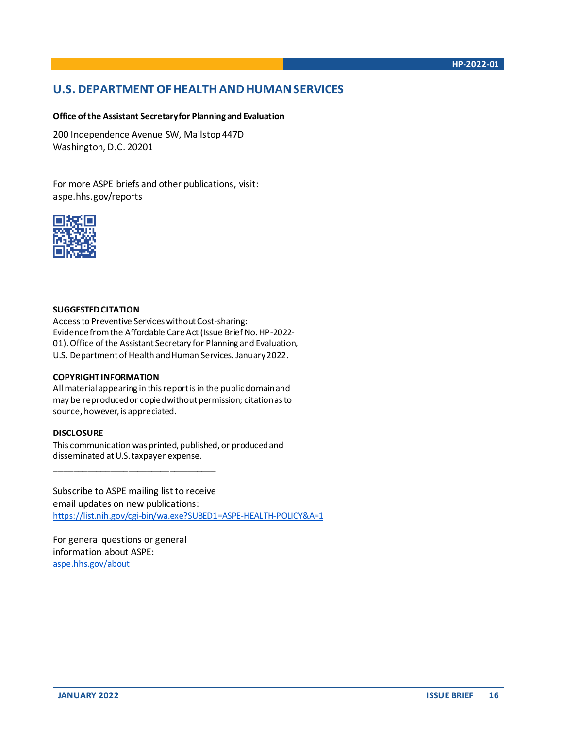## U.S. DEPARTMENT OF HEALTH AND HUMAN SERVICES

**Office of the Assistant Secretary for Planning and Evaluation**

200 Independence Avenue SW, Mailstop 447D
Washington, D.C. 20201

For more ASPE briefs and other publications, visit:
aspe.hhs.gov/reports

**SUGGESTED CITATION**
Access to Preventive Services without Cost-sharing: Evidence from the Affordable Care Act (Issue Brief No. HP-2022-01). Office of the Assistant Secretary for Planning and Evaluation, U.S. Department of Health and Human Services. January 2022.

**COPYRIGHT INFORMATION**
All material appearing in this report is in the public domain and may be reproduced or copied without permission; citation as to source, however, is appreciated.

**DISCLOSURE**
This communication was printed, published, or produced and disseminated at U.S. taxpayer expense.

---

Subscribe to ASPE mailing list to receive email updates on new publications:
[https://list.nih.gov/cgi-bin/wa.exe?SUBED1=ASPE-HEALTH-POLICY&A=1](https://list.nih.gov/cgi-bin/wa.exe?SUBED1=ASPE-HEALTH-POLICY&A=1)

For general questions or general information about ASPE:
[aspe.hhs.gov/about](aspe.hhs.gov/about)